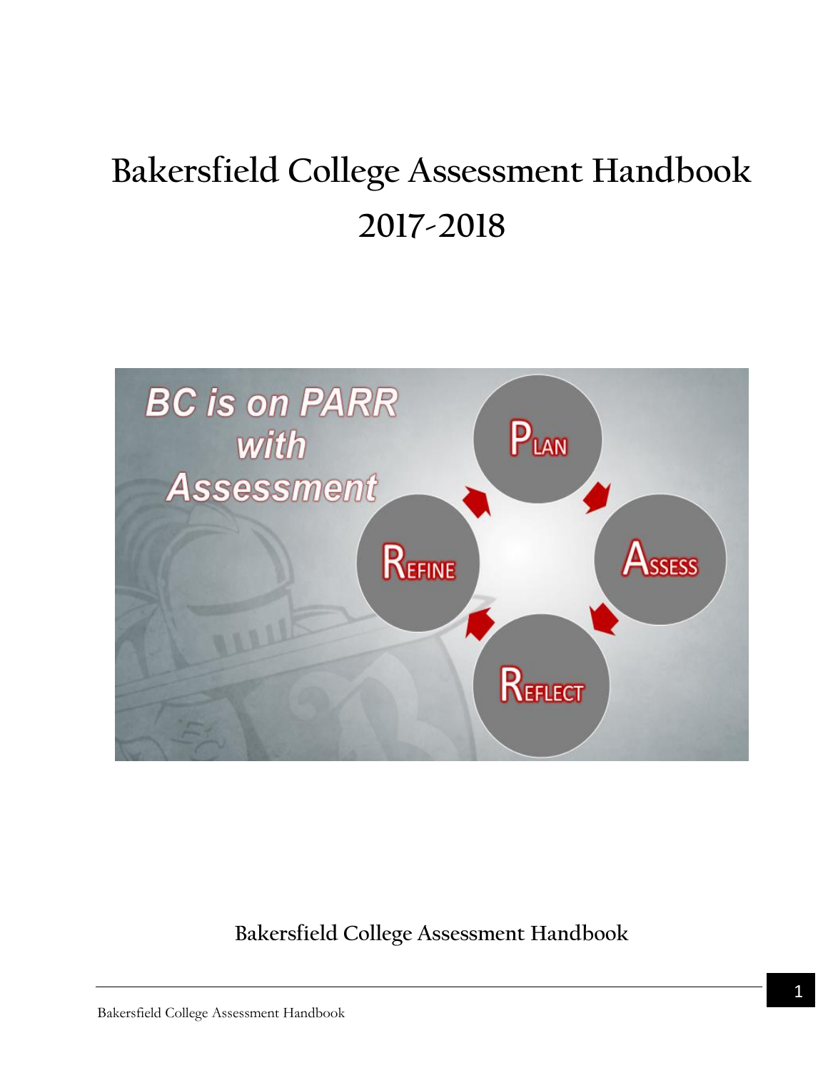# Bakersfield College Assessment Handbook 2017-2018

BC is on PARR with Assessment

Plan

Assess

Reflect

Refine

**Bakersfield College Assessment Handbook**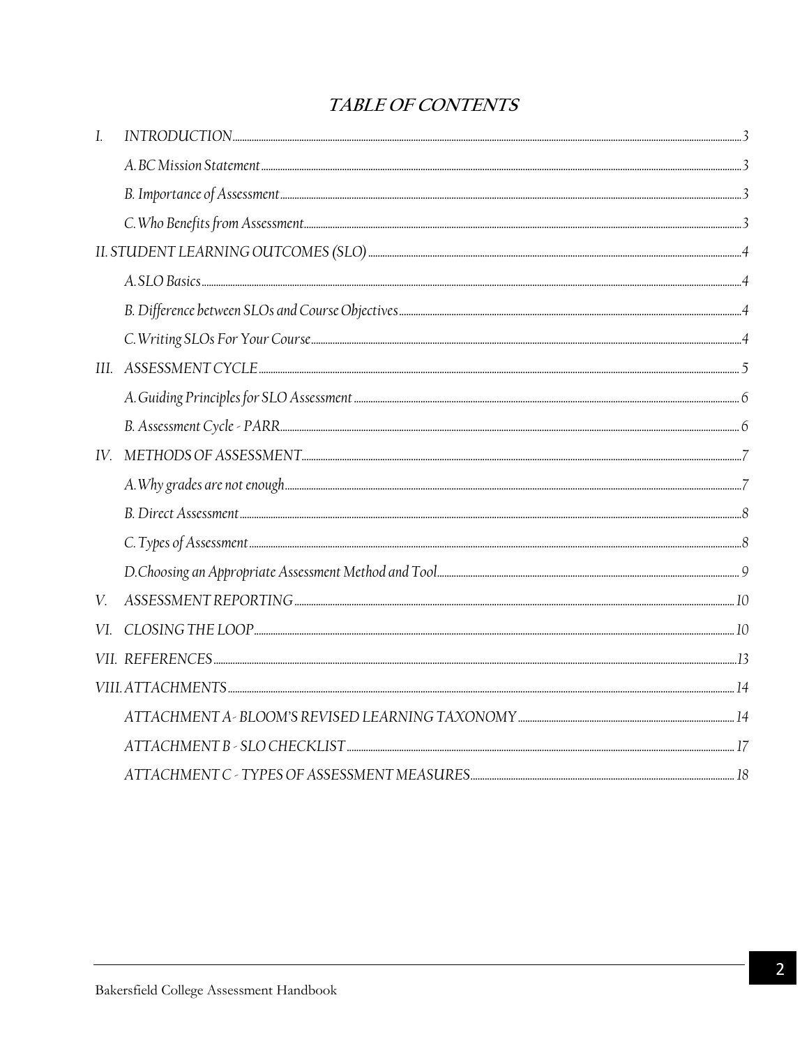# TABLE OF CONTENTS

I. INTRODUCTION .......... 3
   A. BC Mission Statement .......... 3
   B. Importance of Assessment .......... 3
   C. Who Benefits from Assessment .......... 3
II. STUDENT LEARNING OUTCOMES (SLO) .......... 4
   A. SLO Basics .......... 4
   B. Difference between SLOs and Course Objectives .......... 4
   C. Writing SLOs For Your Course .......... 4
III. ASSESSMENT CYCLE .......... 5
   A. Guiding Principles for SLO Assessment .......... 6
   B. Assessment Cycle - PARR .......... 6
IV. METHODS OF ASSESSMENT .......... 7
   A. Why grades are not enough .......... 7
   B. Direct Assessment .......... 8
   C. Types of Assessment .......... 8
   D. Choosing an Appropriate Assessment Method and Tool .......... 9
V. ASSESSMENT REPORTING .......... 10
VI. CLOSING THE LOOP .......... 10
VII. REFERENCES .......... 13
VIII. ATTACHMENTS .......... 14
   ATTACHMENT A - BLOOM'S REVISED LEARNING TAXONOMY .......... 14
   ATTACHMENT B - SLO CHECKLIST .......... 17
   ATTACHMENT C - TYPES OF ASSESSMENT MEASURES .......... 18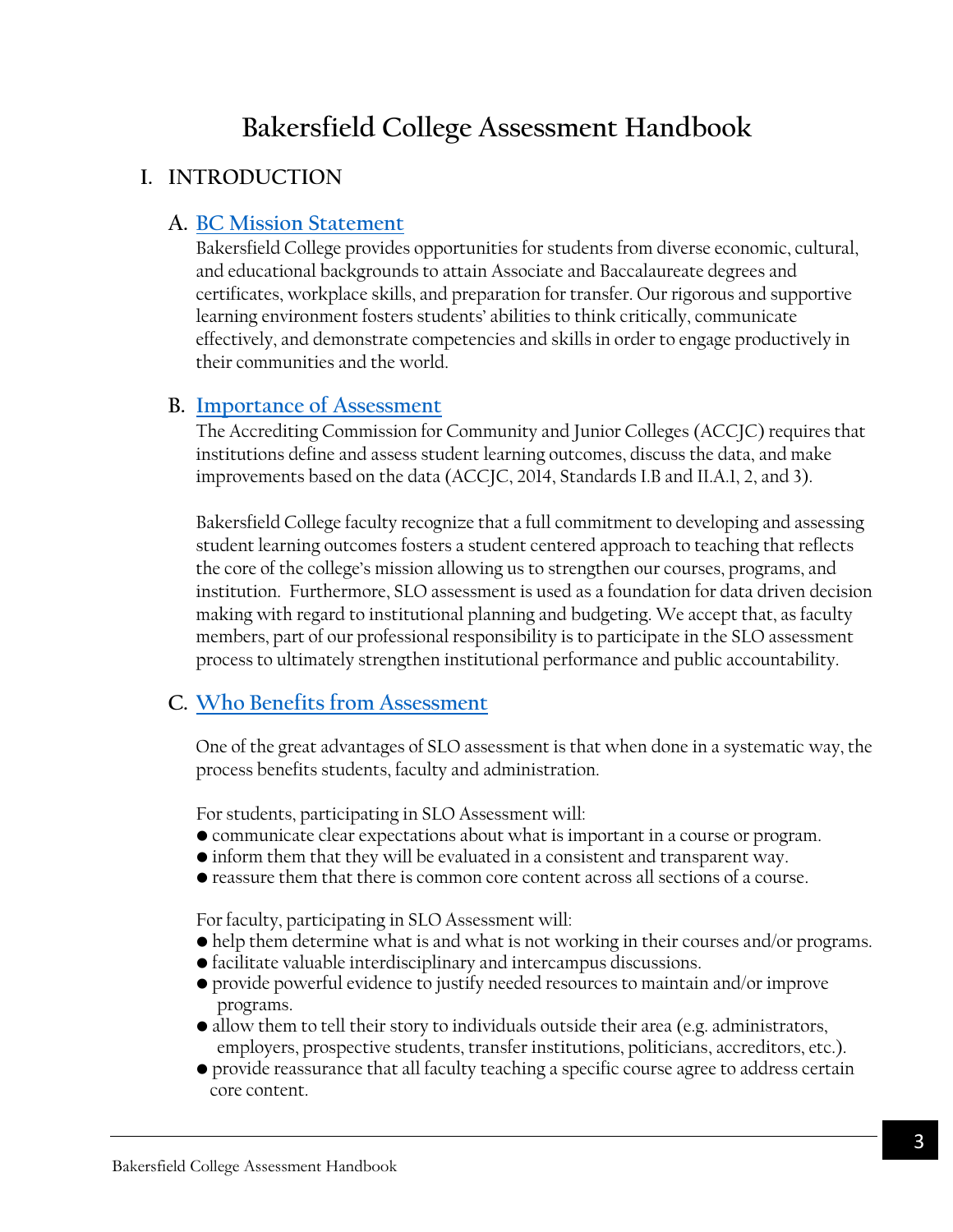# Bakersfield College Assessment Handbook

## I. INTRODUCTION

### A. BC Mission Statement

Bakersfield College provides opportunities for students from diverse economic, cultural, and educational backgrounds to attain Associate and Baccalaureate degrees and certificates, workplace skills, and preparation for transfer. Our rigorous and supportive learning environment fosters students' abilities to think critically, communicate effectively, and demonstrate competencies and skills in order to engage productively in their communities and the world.

### B. Importance of Assessment

The Accrediting Commission for Community and Junior Colleges (ACCJC) requires that institutions define and assess student learning outcomes, discuss the data, and make improvements based on the data (ACCJC, 2014, Standards I.B and II.A.1, 2, and 3).

Bakersfield College faculty recognize that a full commitment to developing and assessing student learning outcomes fosters a student centered approach to teaching that reflects the core of the college's mission allowing us to strengthen our courses, programs, and institution. Furthermore, SLO assessment is used as a foundation for data driven decision making with regard to institutional planning and budgeting. We accept that, as faculty members, part of our professional responsibility is to participate in the SLO assessment process to ultimately strengthen institutional performance and public accountability.

### C. Who Benefits from Assessment

One of the great advantages of SLO assessment is that when done in a systematic way, the process benefits students, faculty and administration.

For students, participating in SLO Assessment will:

- communicate clear expectations about what is important in a course or program.
- inform them that they will be evaluated in a consistent and transparent way.
- reassure them that there is common core content across all sections of a course.

For faculty, participating in SLO Assessment will:

- help them determine what is and what is not working in their courses and/or programs.
- facilitate valuable interdisciplinary and intercampus discussions.
- provide powerful evidence to justify needed resources to maintain and/or improve programs.
- allow them to tell their story to individuals outside their area (e.g. administrators, employers, prospective students, transfer institutions, politicians, accreditors, etc.).
- provide reassurance that all faculty teaching a specific course agree to address certain core content.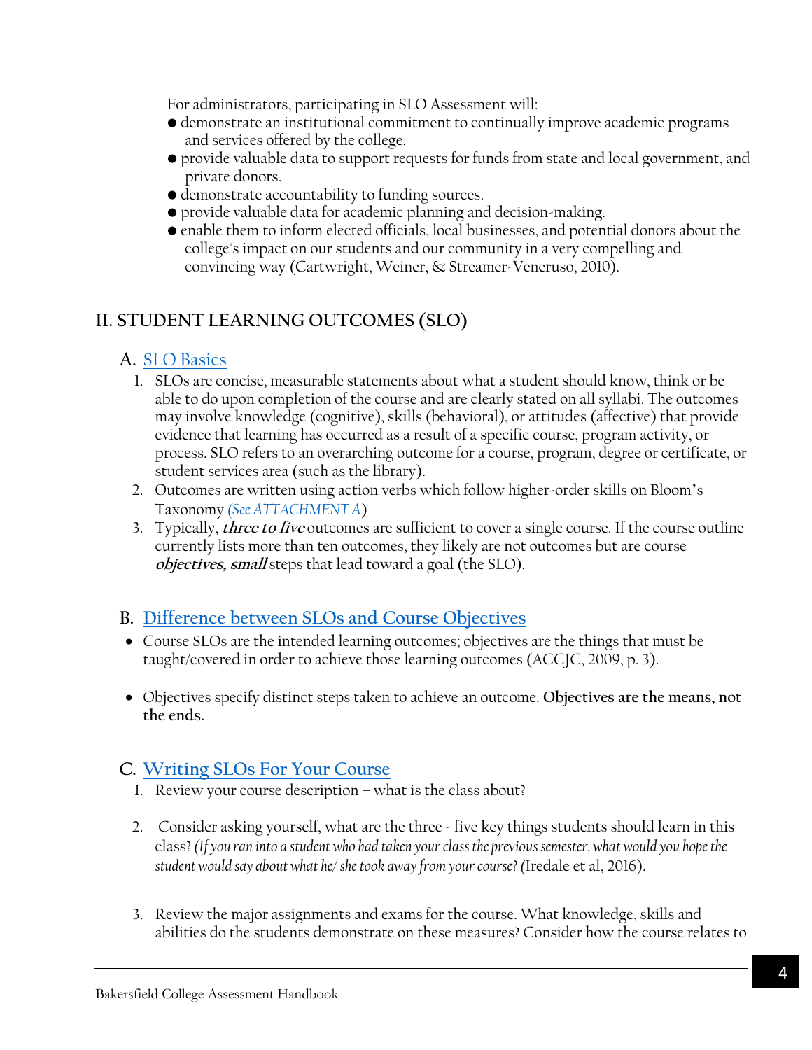For administrators, participating in SLO Assessment will:

- demonstrate an institutional commitment to continually improve academic programs and services offered by the college.
- provide valuable data to support requests for funds from state and local government, and private donors.
- demonstrate accountability to funding sources.
- provide valuable data for academic planning and decision-making.
- enable them to inform elected officials, local businesses, and potential donors about the college's impact on our students and our community in a very compelling and convincing way (Cartwright, Weiner, & Streamer-Veneruso, 2010).

## II. STUDENT LEARNING OUTCOMES (SLO)

### A. SLO Basics

1. SLOs are concise, measurable statements about what a student should know, think or be able to do upon completion of the course and are clearly stated on all syllabi. The outcomes may involve knowledge (cognitive), skills (behavioral), or attitudes (affective) that provide evidence that learning has occurred as a result of a specific course, program activity, or process. SLO refers to an overarching outcome for a course, program, degree or certificate, or student services area (such as the library).
2. Outcomes are written using action verbs which follow higher-order skills on Bloom's Taxonomy *(See ATTACHMENT A)*
3. Typically, ***three to five*** outcomes are sufficient to cover a single course. If the course outline currently lists more than ten outcomes, they likely are not outcomes but are course ***objectives, small*** steps that lead toward a goal (the SLO).

### B. Difference between SLOs and Course Objectives

- Course SLOs are the intended learning outcomes; objectives are the things that must be taught/covered in order to achieve those learning outcomes (ACCJC, 2009, p. 3).

- Objectives specify distinct steps taken to achieve an outcome. **Objectives are the means, not the ends.**

### C. Writing SLOs For Your Course

1. Review your course description – what is the class about?

2. Consider asking yourself, what are the three - five key things students should learn in this class? *(If you ran into a student who had taken your class the previous semester, what would you hope the student would say about what he/ she took away from your course? (*Iredale et al, 2016).

3. Review the major assignments and exams for the course. What knowledge, skills and abilities do the students demonstrate on these measures? Consider how the course relates to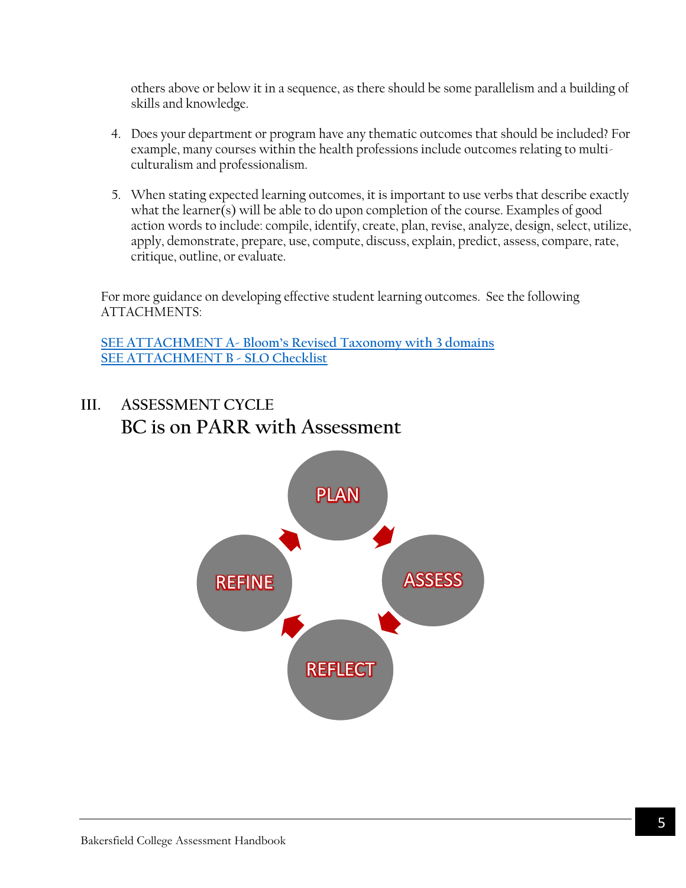others above or below it in a sequence, as there should be some parallelism and a building of skills and knowledge.

4. Does your department or program have any thematic outcomes that should be included? For example, many courses within the health professions include outcomes relating to multi-culturalism and professionalism.

5. When stating expected learning outcomes, it is important to use verbs that describe exactly what the learner(s) will be able to do upon completion of the course. Examples of good action words to include: compile, identify, create, plan, revise, analyze, design, select, utilize, apply, demonstrate, prepare, use, compute, discuss, explain, predict, assess, compare, rate, critique, outline, or evaluate.

For more guidance on developing effective student learning outcomes. See the following ATTACHMENTS:

SEE ATTACHMENT A- Bloom's Revised Taxonomy with 3 domains
SEE ATTACHMENT B - SLO Checklist

## III. ASSESSMENT CYCLE

### BC is on PARR with Assessment

PLAN → ASSESS → REFLECT → REFINE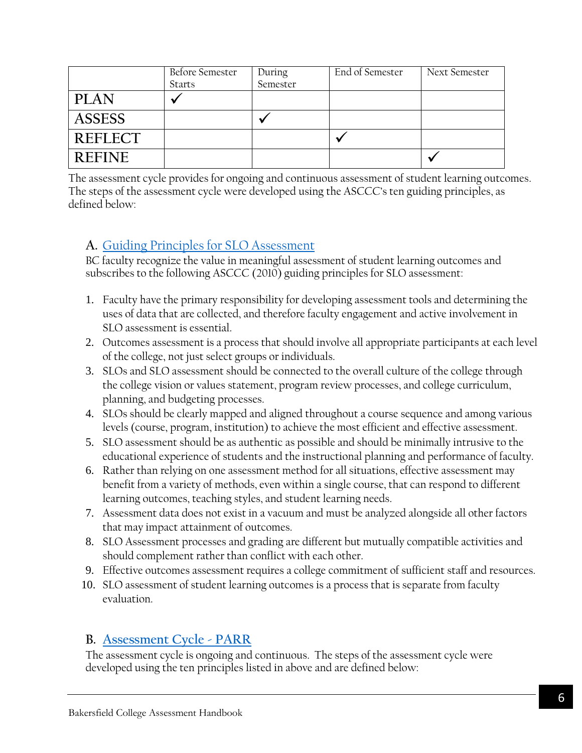| | Before Semester Starts | During Semester | End of Semester | Next Semester |
|---|---|---|---|---|
| **PLAN** | ✓ | | | |
| **ASSESS** | | ✓ | | |
| **REFLECT** | | | ✓ | |
| **REFINE** | | | | ✓ |

The assessment cycle provides for ongoing and continuous assessment of student learning outcomes. The steps of the assessment cycle were developed using the ASCCC's ten guiding principles, as defined below:

## A. Guiding Principles for SLO Assessment

BC faculty recognize the value in meaningful assessment of student learning outcomes and subscribes to the following ASCCC (2010) guiding principles for SLO assessment:

1. Faculty have the primary responsibility for developing assessment tools and determining the uses of data that are collected, and therefore faculty engagement and active involvement in SLO assessment is essential.
2. Outcomes assessment is a process that should involve all appropriate participants at each level of the college, not just select groups or individuals.
3. SLOs and SLO assessment should be connected to the overall culture of the college through the college vision or values statement, program review processes, and college curriculum, planning, and budgeting processes.
4. SLOs should be clearly mapped and aligned throughout a course sequence and among various levels (course, program, institution) to achieve the most efficient and effective assessment.
5. SLO assessment should be as authentic as possible and should be minimally intrusive to the educational experience of students and the instructional planning and performance of faculty.
6. Rather than relying on one assessment method for all situations, effective assessment may benefit from a variety of methods, even within a single course, that can respond to different learning outcomes, teaching styles, and student learning needs.
7. Assessment data does not exist in a vacuum and must be analyzed alongside all other factors that may impact attainment of outcomes.
8. SLO Assessment processes and grading are different but mutually compatible activities and should complement rather than conflict with each other.
9. Effective outcomes assessment requires a college commitment of sufficient staff and resources.
10. SLO assessment of student learning outcomes is a process that is separate from faculty evaluation.

## B. Assessment Cycle - PARR

The assessment cycle is ongoing and continuous. The steps of the assessment cycle were developed using the ten principles listed in above and are defined below: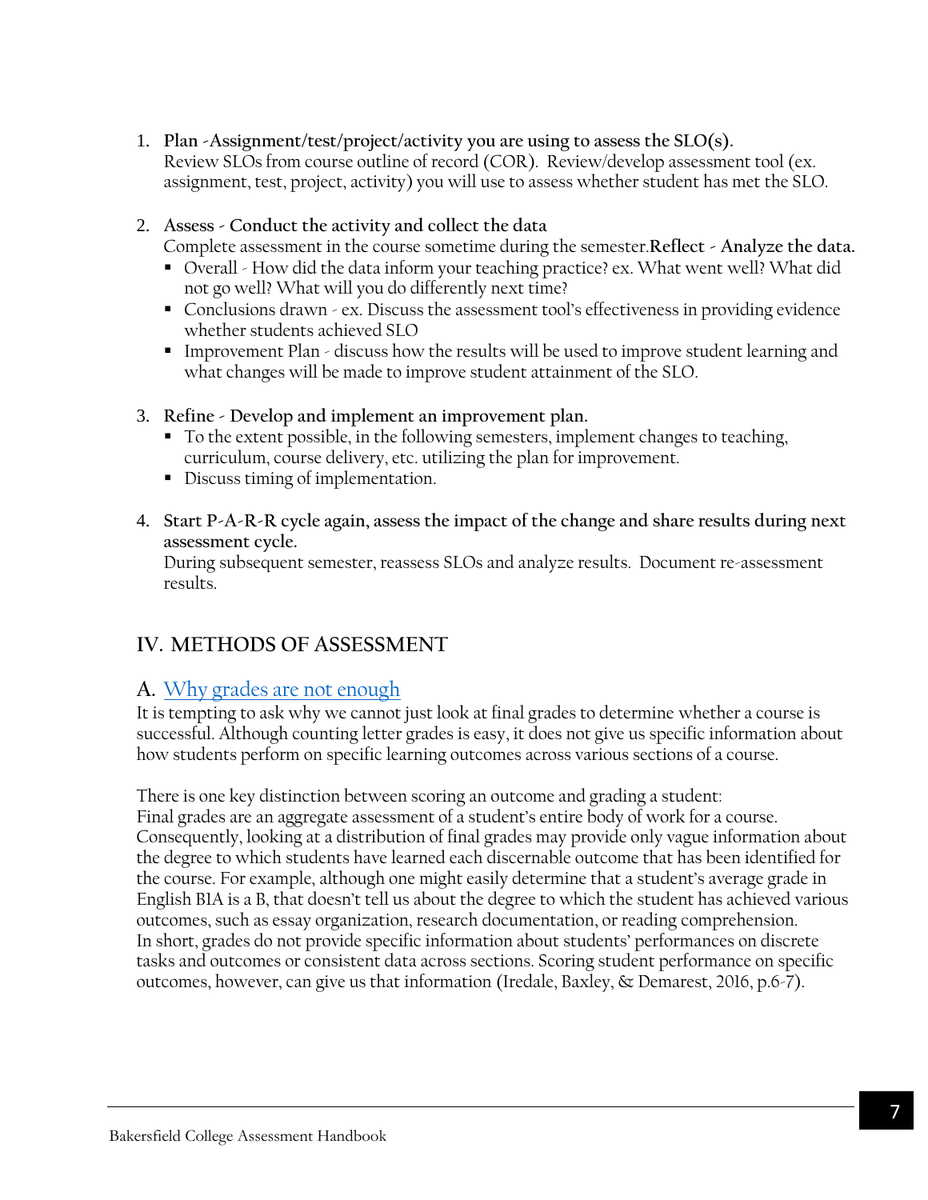1. **Plan -Assignment/test/project/activity you are using to assess the SLO(s).**
   Review SLOs from course outline of record (COR). Review/develop assessment tool (ex. assignment, test, project, activity) you will use to assess whether student has met the SLO.

2. **Assess - Conduct the activity and collect the data**
   Complete assessment in the course sometime during the semester.**Reflect - Analyze the data.**
   - Overall - How did the data inform your teaching practice? ex. What went well? What did not go well? What will you do differently next time?
   - Conclusions drawn - ex. Discuss the assessment tool's effectiveness in providing evidence whether students achieved SLO
   - Improvement Plan - discuss how the results will be used to improve student learning and what changes will be made to improve student attainment of the SLO.

3. **Refine - Develop and implement an improvement plan.**
   - To the extent possible, in the following semesters, implement changes to teaching, curriculum, course delivery, etc. utilizing the plan for improvement.
   - Discuss timing of implementation.

4. **Start P-A-R-R cycle again, assess the impact of the change and share results during next assessment cycle.**
   During subsequent semester, reassess SLOs and analyze results. Document re-assessment results.

## IV. METHODS OF ASSESSMENT

### A. Why grades are not enough

It is tempting to ask why we cannot just look at final grades to determine whether a course is successful. Although counting letter grades is easy, it does not give us specific information about how students perform on specific learning outcomes across various sections of a course.

There is one key distinction between scoring an outcome and grading a student:
Final grades are an aggregate assessment of a student's entire body of work for a course. Consequently, looking at a distribution of final grades may provide only vague information about the degree to which students have learned each discernable outcome that has been identified for the course. For example, although one might easily determine that a student's average grade in English B1A is a B, that doesn't tell us about the degree to which the student has achieved various outcomes, such as essay organization, research documentation, or reading comprehension.
In short, grades do not provide specific information about students' performances on discrete tasks and outcomes or consistent data across sections. Scoring student performance on specific outcomes, however, can give us that information (Iredale, Baxley, & Demarest, 2016, p.6-7).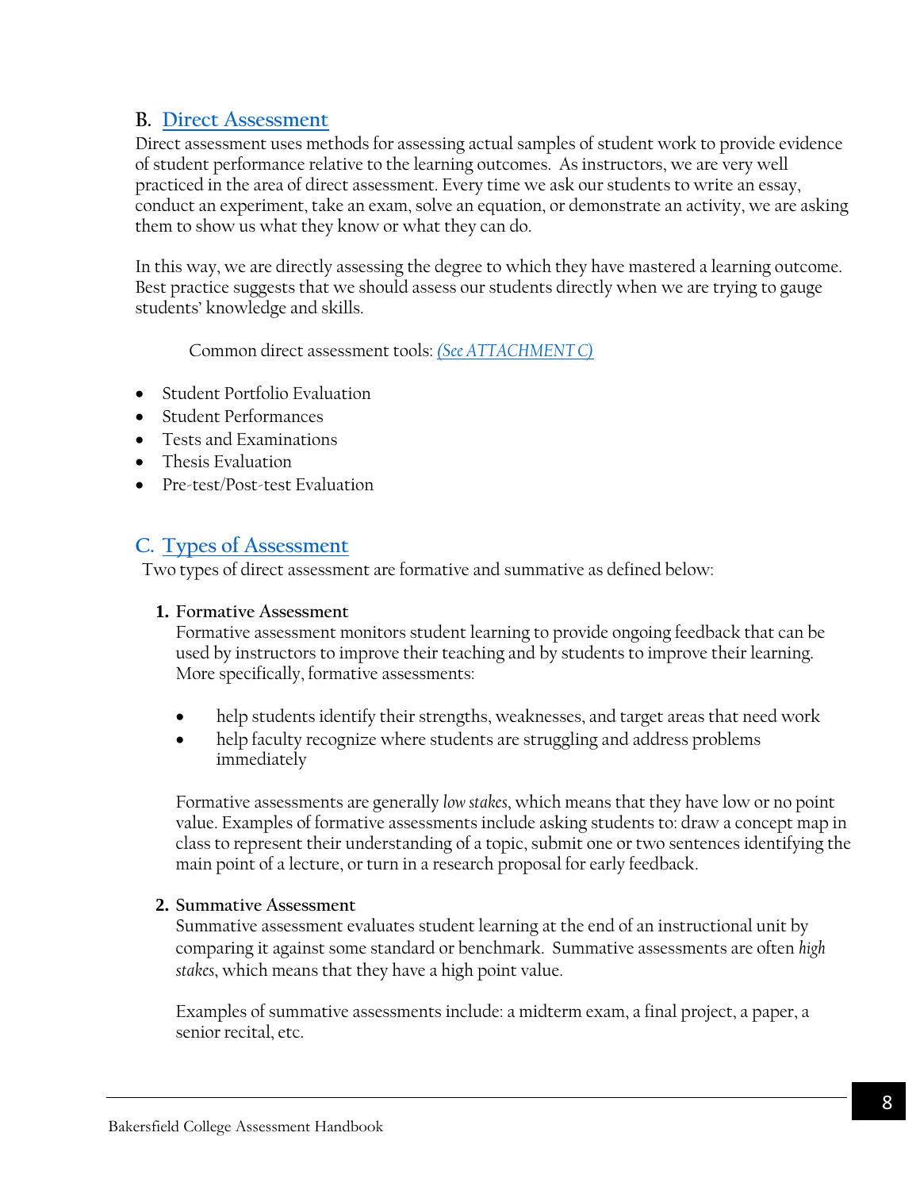## B. Direct Assessment

Direct assessment uses methods for assessing actual samples of student work to provide evidence of student performance relative to the learning outcomes. As instructors, we are very well practiced in the area of direct assessment. Every time we ask our students to write an essay, conduct an experiment, take an exam, solve an equation, or demonstrate an activity, we are asking them to show us what they know or what they can do.

In this way, we are directly assessing the degree to which they have mastered a learning outcome. Best practice suggests that we should assess our students directly when we are trying to gauge students' knowledge and skills.

Common direct assessment tools: *(See ATTACHMENT C)*

- Student Portfolio Evaluation
- Student Performances
- Tests and Examinations
- Thesis Evaluation
- Pre-test/Post-test Evaluation

## C. Types of Assessment

Two types of direct assessment are formative and summative as defined below:

### 1. Formative Assessment

Formative assessment monitors student learning to provide ongoing feedback that can be used by instructors to improve their teaching and by students to improve their learning. More specifically, formative assessments:

- help students identify their strengths, weaknesses, and target areas that need work
- help faculty recognize where students are struggling and address problems immediately

Formative assessments are generally *low stakes*, which means that they have low or no point value. Examples of formative assessments include asking students to: draw a concept map in class to represent their understanding of a topic, submit one or two sentences identifying the main point of a lecture, or turn in a research proposal for early feedback.

### 2. Summative Assessment

Summative assessment evaluates student learning at the end of an instructional unit by comparing it against some standard or benchmark. Summative assessments are often *high stakes*, which means that they have a high point value.

Examples of summative assessments include: a midterm exam, a final project, a paper, a senior recital, etc.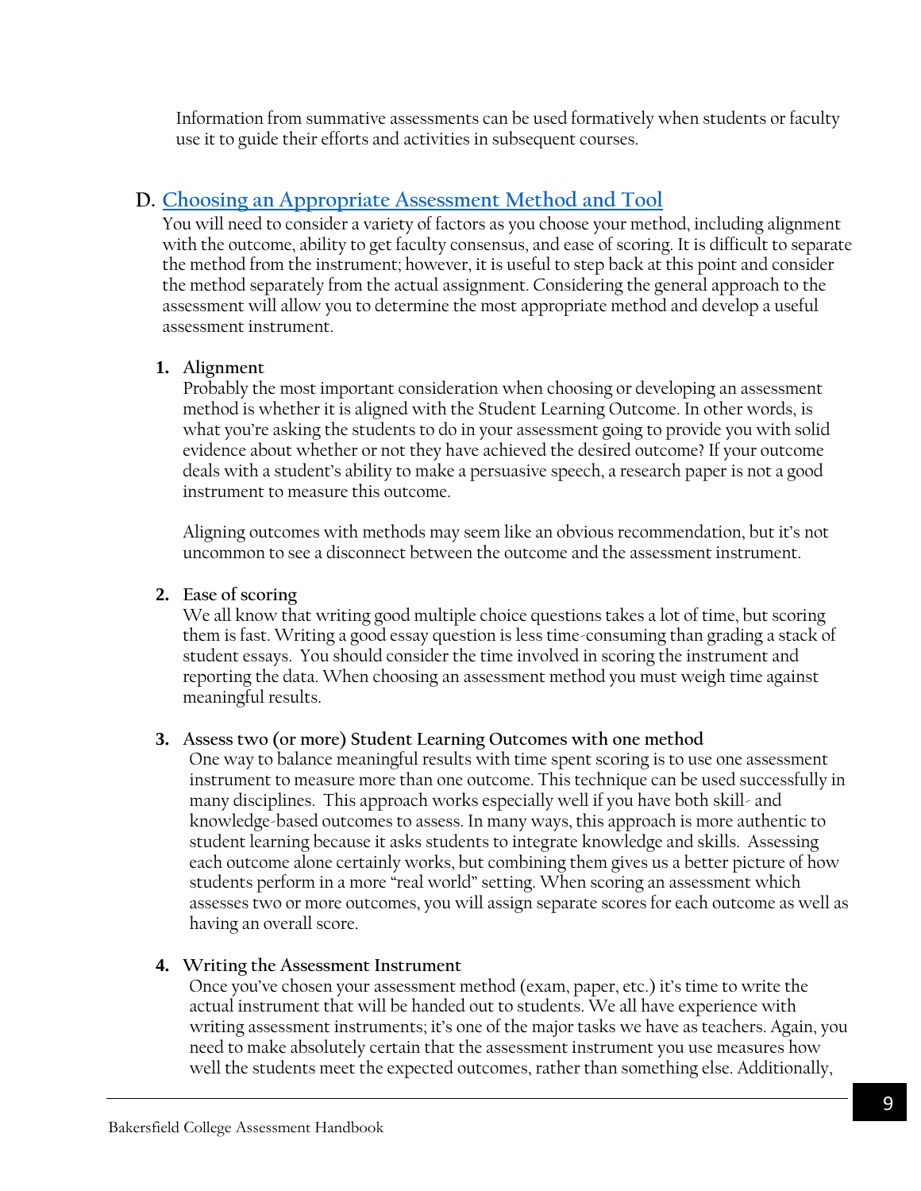Information from summative assessments can be used formatively when students or faculty use it to guide their efforts and activities in subsequent courses.

## D. [Choosing an Appropriate Assessment Method and Tool]

You will need to consider a variety of factors as you choose your method, including alignment with the outcome, ability to get faculty consensus, and ease of scoring. It is difficult to separate the method from the instrument; however, it is useful to step back at this point and consider the method separately from the actual assignment. Considering the general approach to the assessment will allow you to determine the most appropriate method and develop a useful assessment instrument.

### 1. Alignment

Probably the most important consideration when choosing or developing an assessment method is whether it is aligned with the Student Learning Outcome. In other words, is what you're asking the students to do in your assessment going to provide you with solid evidence about whether or not they have achieved the desired outcome? If your outcome deals with a student's ability to make a persuasive speech, a research paper is not a good instrument to measure this outcome.

Aligning outcomes with methods may seem like an obvious recommendation, but it's not uncommon to see a disconnect between the outcome and the assessment instrument.

### 2. Ease of scoring

We all know that writing good multiple choice questions takes a lot of time, but scoring them is fast. Writing a good essay question is less time-consuming than grading a stack of student essays. You should consider the time involved in scoring the instrument and reporting the data. When choosing an assessment method you must weigh time against meaningful results.

### 3. Assess two (or more) Student Learning Outcomes with one method

One way to balance meaningful results with time spent scoring is to use one assessment instrument to measure more than one outcome. This technique can be used successfully in many disciplines. This approach works especially well if you have both skill- and knowledge-based outcomes to assess. In many ways, this approach is more authentic to student learning because it asks students to integrate knowledge and skills. Assessing each outcome alone certainly works, but combining them gives us a better picture of how students perform in a more "real world" setting. When scoring an assessment which assesses two or more outcomes, you will assign separate scores for each outcome as well as having an overall score.

### 4. Writing the Assessment Instrument

Once you've chosen your assessment method (exam, paper, etc.) it's time to write the actual instrument that will be handed out to students. We all have experience with writing assessment instruments; it's one of the major tasks we have as teachers. Again, you need to make absolutely certain that the assessment instrument you use measures how well the students meet the expected outcomes, rather than something else. Additionally,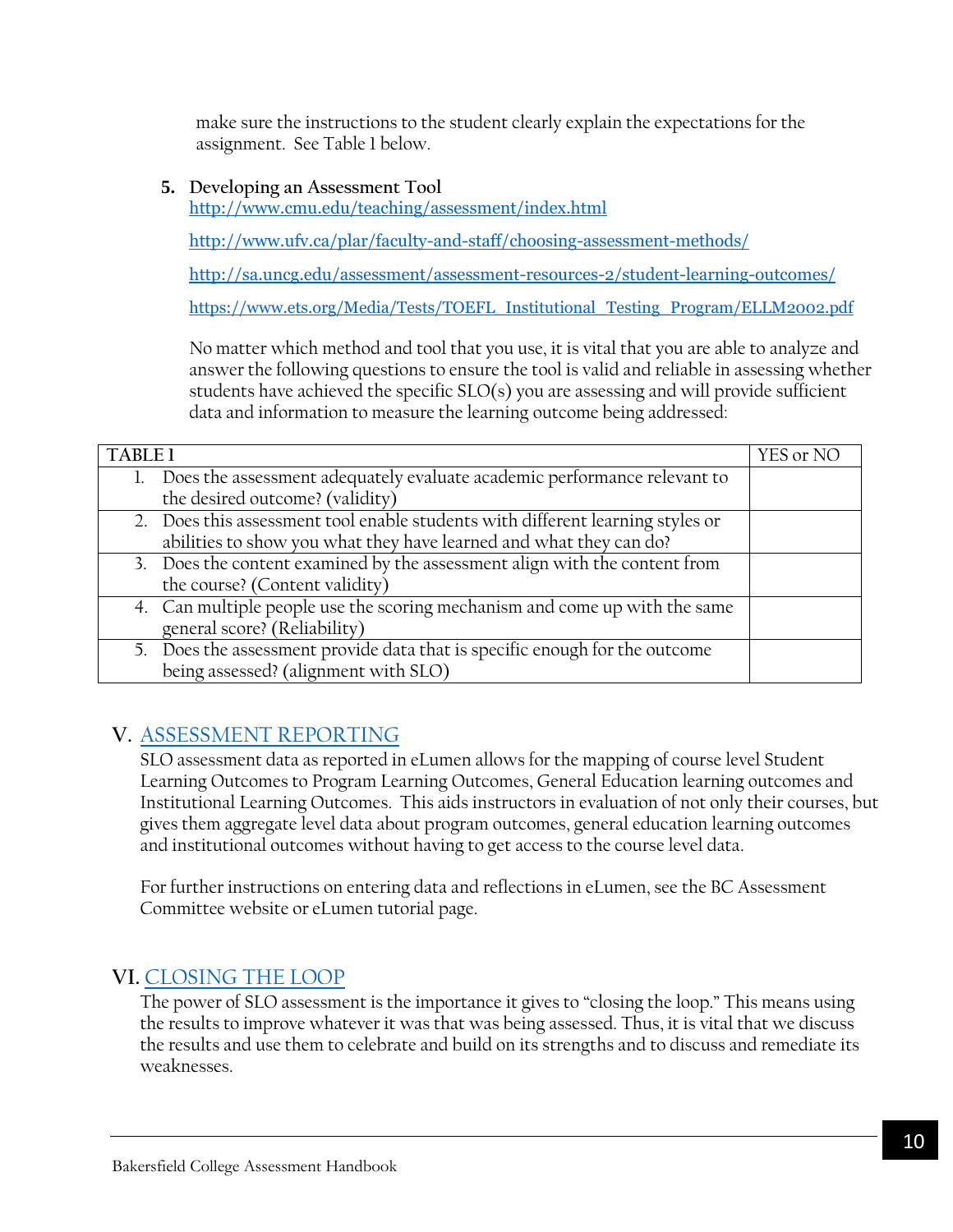make sure the instructions to the student clearly explain the expectations for the assignment. See Table 1 below.

5. **Developing an Assessment Tool**

http://www.cmu.edu/teaching/assessment/index.html

http://www.ufv.ca/plar/faculty-and-staff/choosing-assessment-methods/

http://sa.uncg.edu/assessment/assessment-resources-2/student-learning-outcomes/

https://www.ets.org/Media/Tests/TOEFL_Institutional_Testing_Program/ELLM2002.pdf

No matter which method and tool that you use, it is vital that you are able to analyze and answer the following questions to ensure the tool is valid and reliable in assessing whether students have achieved the specific SLO(s) you are assessing and will provide sufficient data and information to measure the learning outcome being addressed:

| TABLE 1 | YES or NO |
|---|---|
| 1. Does the assessment adequately evaluate academic performance relevant to the desired outcome? (validity) | |
| 2. Does this assessment tool enable students with different learning styles or abilities to show you what they have learned and what they can do? | |
| 3. Does the content examined by the assessment align with the content from the course? (Content validity) | |
| 4. Can multiple people use the scoring mechanism and come up with the same general score? (Reliability) | |
| 5. Does the assessment provide data that is specific enough for the outcome being assessed? (alignment with SLO) | |

## V. ASSESSMENT REPORTING

SLO assessment data as reported in eLumen allows for the mapping of course level Student Learning Outcomes to Program Learning Outcomes, General Education learning outcomes and Institutional Learning Outcomes. This aids instructors in evaluation of not only their courses, but gives them aggregate level data about program outcomes, general education learning outcomes and institutional outcomes without having to get access to the course level data.

For further instructions on entering data and reflections in eLumen, see the BC Assessment Committee website or eLumen tutorial page.

## VI. CLOSING THE LOOP

The power of SLO assessment is the importance it gives to "closing the loop." This means using the results to improve whatever it was that was being assessed. Thus, it is vital that we discuss the results and use them to celebrate and build on its strengths and to discuss and remediate its weaknesses.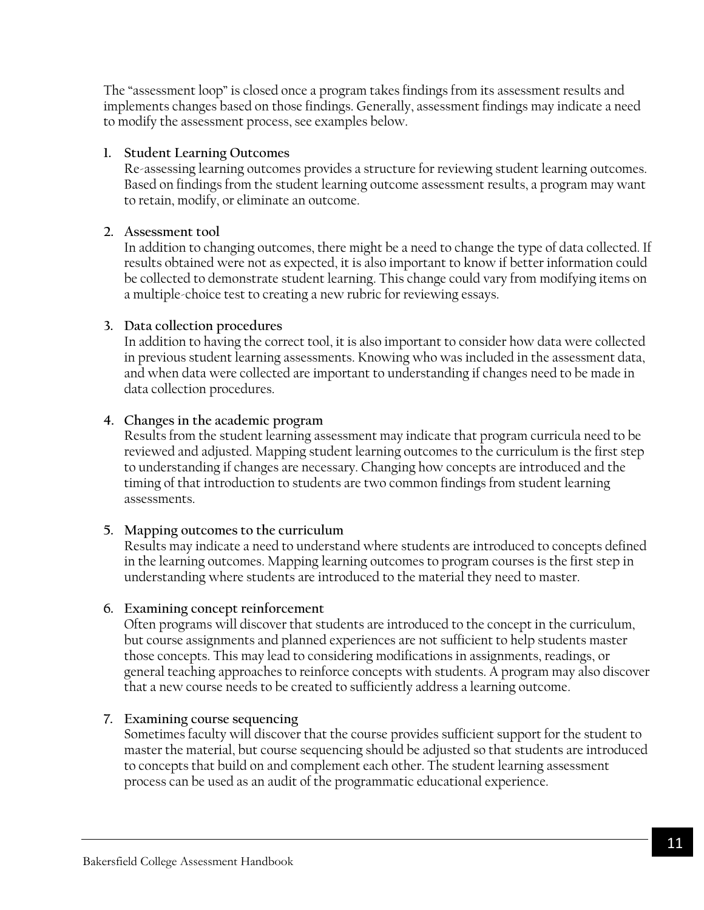The “assessment loop” is closed once a program takes findings from its assessment results and implements changes based on those findings. Generally, assessment findings may indicate a need to modify the assessment process, see examples below.

1. **Student Learning Outcomes**
   Re-assessing learning outcomes provides a structure for reviewing student learning outcomes. Based on findings from the student learning outcome assessment results, a program may want to retain, modify, or eliminate an outcome.

2. **Assessment tool**
   In addition to changing outcomes, there might be a need to change the type of data collected. If results obtained were not as expected, it is also important to know if better information could be collected to demonstrate student learning. This change could vary from modifying items on a multiple-choice test to creating a new rubric for reviewing essays.

3. **Data collection procedures**
   In addition to having the correct tool, it is also important to consider how data were collected in previous student learning assessments. Knowing who was included in the assessment data, and when data were collected are important to understanding if changes need to be made in data collection procedures.

4. **Changes in the academic program**
   Results from the student learning assessment may indicate that program curricula need to be reviewed and adjusted. Mapping student learning outcomes to the curriculum is the first step to understanding if changes are necessary. Changing how concepts are introduced and the timing of that introduction to students are two common findings from student learning assessments.

5. **Mapping outcomes to the curriculum**
   Results may indicate a need to understand where students are introduced to concepts defined in the learning outcomes. Mapping learning outcomes to program courses is the first step in understanding where students are introduced to the material they need to master.

6. **Examining concept reinforcement**
   Often programs will discover that students are introduced to the concept in the curriculum, but course assignments and planned experiences are not sufficient to help students master those concepts. This may lead to considering modifications in assignments, readings, or general teaching approaches to reinforce concepts with students. A program may also discover that a new course needs to be created to sufficiently address a learning outcome.

7. **Examining course sequencing**
   Sometimes faculty will discover that the course provides sufficient support for the student to master the material, but course sequencing should be adjusted so that students are introduced to concepts that build on and complement each other. The student learning assessment process can be used as an audit of the programmatic educational experience.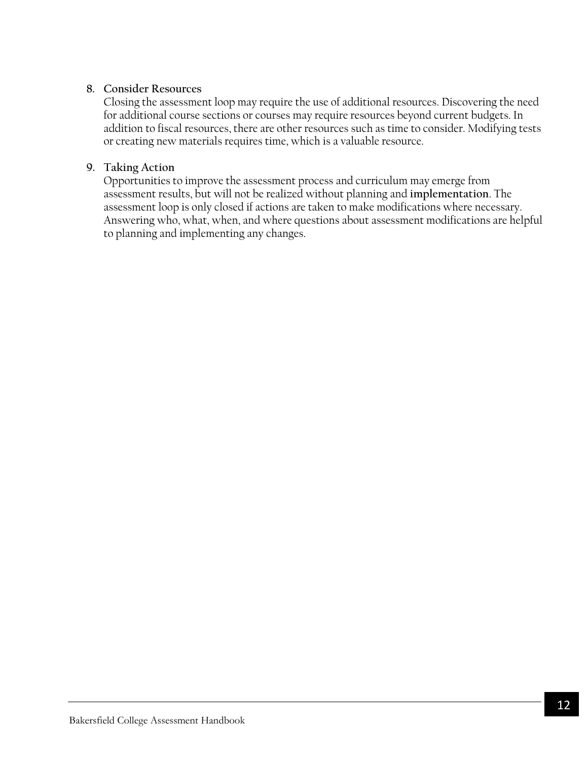8. **Consider Resources**
   Closing the assessment loop may require the use of additional resources. Discovering the need for additional course sections or courses may require resources beyond current budgets. In addition to fiscal resources, there are other resources such as time to consider. Modifying tests or creating new materials requires time, which is a valuable resource.

9. **Taking Action**
   Opportunities to improve the assessment process and curriculum may emerge from assessment results, but will not be realized without planning and **implementation**. The assessment loop is only closed if actions are taken to make modifications where necessary. Answering who, what, when, and where questions about assessment modifications are helpful to planning and implementing any changes.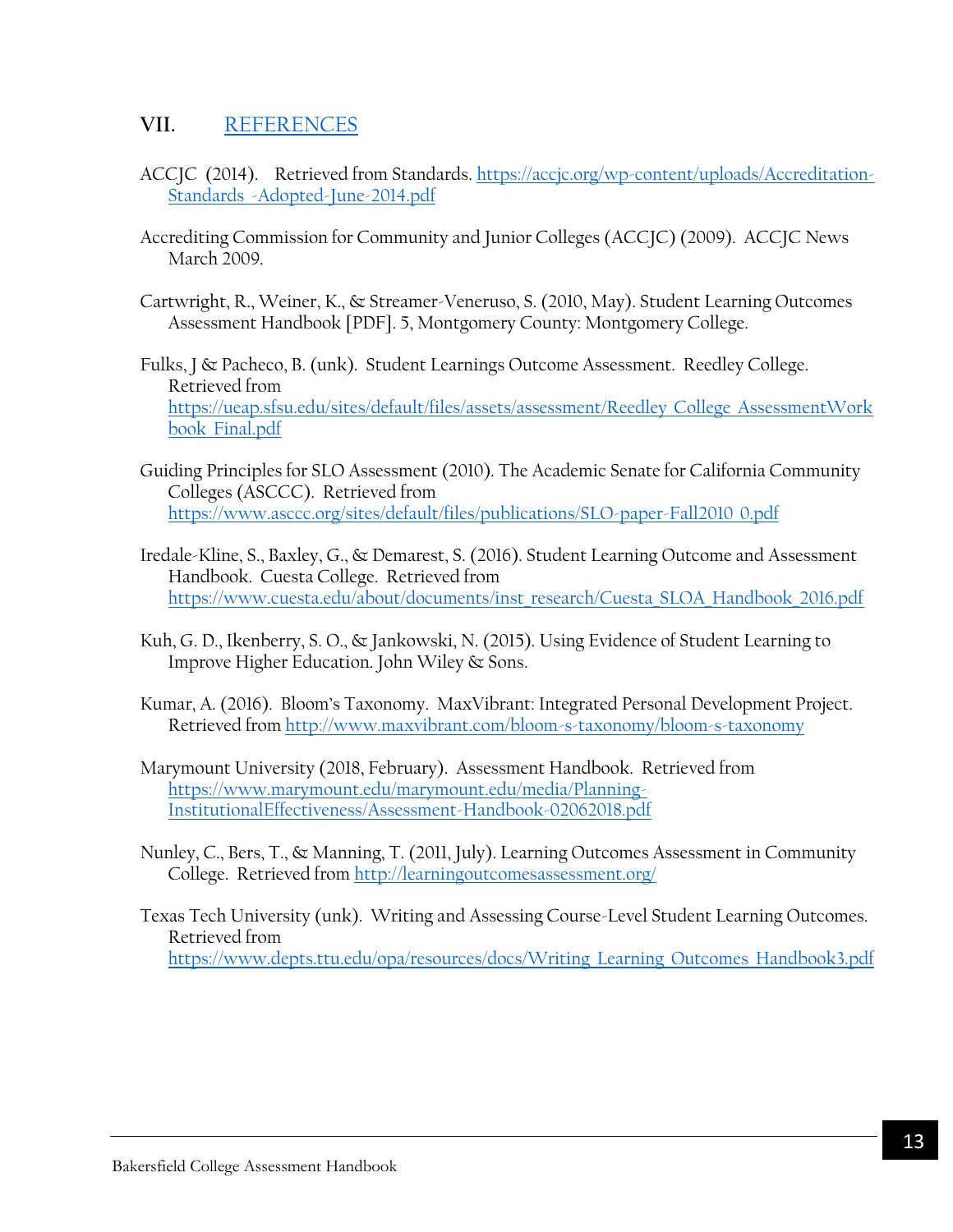## VII. REFERENCES

ACCJC (2014). Retrieved from Standards. https://accjc.org/wp-content/uploads/Accreditation-Standards_-Adopted-June-2014.pdf

Accrediting Commission for Community and Junior Colleges (ACCJC) (2009). ACCJC News March 2009.

Cartwright, R., Weiner, K., & Streamer-Veneruso, S. (2010, May). Student Learning Outcomes Assessment Handbook [PDF]. 5, Montgomery County: Montgomery College.

Fulks, J & Pacheco, B. (unk). Student Learnings Outcome Assessment. Reedley College. Retrieved from https://ueap.sfsu.edu/sites/default/files/assets/assessment/Reedley_College_AssessmentWorkbook_Final.pdf

Guiding Principles for SLO Assessment (2010). The Academic Senate for California Community Colleges (ASCCC). Retrieved from https://www.asccc.org/sites/default/files/publications/SLO-paper-Fall2010_0.pdf

Iredale-Kline, S., Baxley, G., & Demarest, S. (2016). Student Learning Outcome and Assessment Handbook. Cuesta College. Retrieved from https://www.cuesta.edu/about/documents/inst_research/Cuesta_SLOA_Handbook_2016.pdf

Kuh, G. D., Ikenberry, S. O., & Jankowski, N. (2015). Using Evidence of Student Learning to Improve Higher Education. John Wiley & Sons.

Kumar, A. (2016). Bloom's Taxonomy. MaxVibrant: Integrated Personal Development Project. Retrieved from http://www.maxvibrant.com/bloom-s-taxonomy/bloom-s-taxonomy

Marymount University (2018, February). Assessment Handbook. Retrieved from https://www.marymount.edu/marymount.edu/media/Planning-InstitutionalEffectiveness/Assessment-Handbook-02062018.pdf

Nunley, C., Bers, T., & Manning, T. (2011, July). Learning Outcomes Assessment in Community College. Retrieved from http://learningoutcomesassessment.org/

Texas Tech University (unk). Writing and Assessing Course-Level Student Learning Outcomes. Retrieved from https://www.depts.ttu.edu/opa/resources/docs/Writing_Learning_Outcomes_Handbook3.pdf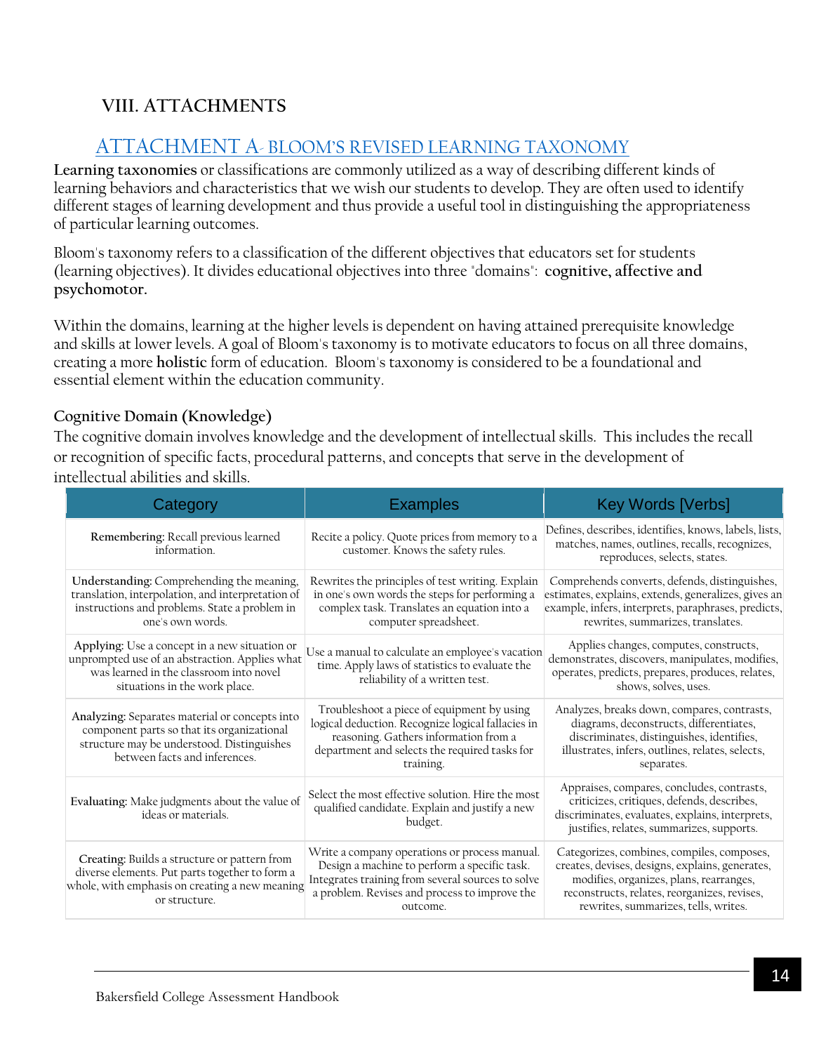## VIII. ATTACHMENTS

### ATTACHMENT A- BLOOM'S REVISED LEARNING TAXONOMY

**Learning taxonomies** or classifications are commonly utilized as a way of describing different kinds of learning behaviors and characteristics that we wish our students to develop. They are often used to identify different stages of learning development and thus provide a useful tool in distinguishing the appropriateness of particular learning outcomes.

Bloom's taxonomy refers to a classification of the different objectives that educators set for students (learning objectives). It divides educational objectives into three "domains": **cognitive, affective and psychomotor.**

Within the domains, learning at the higher levels is dependent on having attained prerequisite knowledge and skills at lower levels. A goal of Bloom's taxonomy is to motivate educators to focus on all three domains, creating a more **holistic** form of education. Bloom's taxonomy is considered to be a foundational and essential element within the education community.

**Cognitive Domain (Knowledge)**

The cognitive domain involves knowledge and the development of intellectual skills. This includes the recall or recognition of specific facts, procedural patterns, and concepts that serve in the development of intellectual abilities and skills.

| Category | Examples | Key Words [Verbs] |
|---|---|---|
| **Remembering:** Recall previous learned information. | Recite a policy. Quote prices from memory to a customer. Knows the safety rules. | Defines, describes, identifies, knows, labels, lists, matches, names, outlines, recalls, recognizes, reproduces, selects, states. |
| **Understanding:** Comprehending the meaning, translation, interpolation, and interpretation of instructions and problems. State a problem in one's own words. | Rewrites the principles of test writing. Explain in one's own words the steps for performing a complex task. Translates an equation into a computer spreadsheet. | Comprehends converts, defends, distinguishes, estimates, explains, extends, generalizes, gives an example, infers, interprets, paraphrases, predicts, rewrites, summarizes, translates. |
| **Applying:** Use a concept in a new situation or unprompted use of an abstraction. Applies what was learned in the classroom into novel situations in the work place. | Use a manual to calculate an employee's vacation time. Apply laws of statistics to evaluate the reliability of a written test. | Applies changes, computes, constructs, demonstrates, discovers, manipulates, modifies, operates, predicts, prepares, produces, relates, shows, solves, uses. |
| **Analyzing:** Separates material or concepts into component parts so that its organizational structure may be understood. Distinguishes between facts and inferences. | Troubleshoot a piece of equipment by using logical deduction. Recognize logical fallacies in reasoning. Gathers information from a department and selects the required tasks for training. | Analyzes, breaks down, compares, contrasts, diagrams, deconstructs, differentiates, discriminates, distinguishes, identifies, illustrates, infers, outlines, relates, selects, separates. |
| **Evaluating:** Make judgments about the value of ideas or materials. | Select the most effective solution. Hire the most qualified candidate. Explain and justify a new budget. | Appraises, compares, concludes, contrasts, criticizes, critiques, defends, describes, discriminates, evaluates, explains, interprets, justifies, relates, summarizes, supports. |
| **Creating:** Builds a structure or pattern from diverse elements. Put parts together to form a whole, with emphasis on creating a new meaning or structure. | Write a company operations or process manual. Design a machine to perform a specific task. Integrates training from several sources to solve a problem. Revises and process to improve the outcome. | Categorizes, combines, compiles, composes, creates, devises, designs, explains, generates, modifies, organizes, plans, rearranges, reconstructs, relates, reorganizes, revises, rewrites, summarizes, tells, writes. |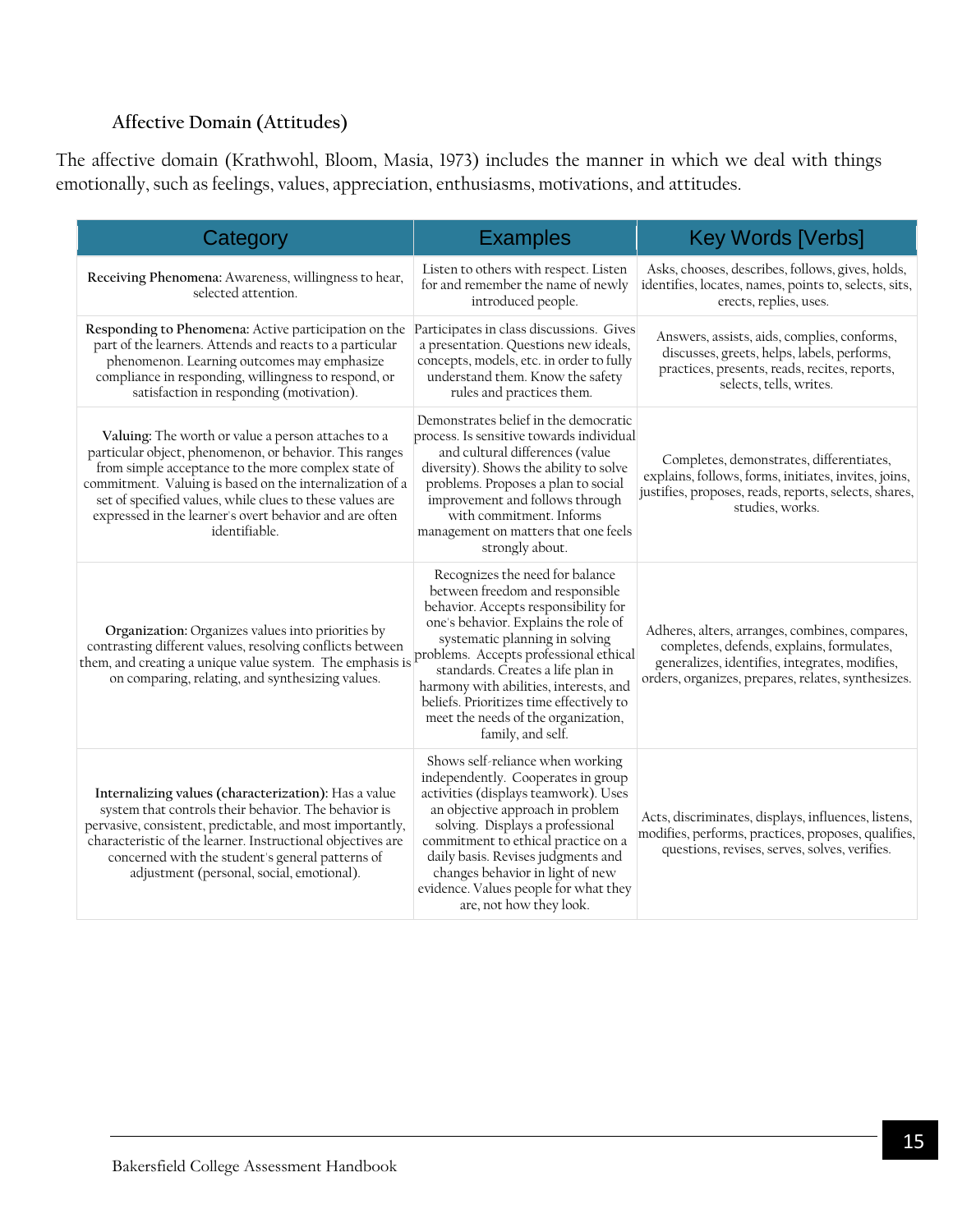### Affective Domain (Attitudes)

The affective domain (Krathwohl, Bloom, Masia, 1973) includes the manner in which we deal with things emotionally, such as feelings, values, appreciation, enthusiasms, motivations, and attitudes.

| Category | Examples | Key Words [Verbs] |
|---|---|---|
| **Receiving Phenomena:** Awareness, willingness to hear, selected attention. | Listen to others with respect. Listen for and remember the name of newly introduced people. | Asks, chooses, describes, follows, gives, holds, identifies, locates, names, points to, selects, sits, erects, replies, uses. |
| **Responding to Phenomena:** Active participation on the part of the learners. Attends and reacts to a particular phenomenon. Learning outcomes may emphasize compliance in responding, willingness to respond, or satisfaction in responding (motivation). | Participates in class discussions. Gives a presentation. Questions new ideals, concepts, models, etc. in order to fully understand them. Know the safety rules and practices them. | Answers, assists, aids, complies, conforms, discusses, greets, helps, labels, performs, practices, presents, reads, recites, reports, selects, tells, writes. |
| **Valuing:** The worth or value a person attaches to a particular object, phenomenon, or behavior. This ranges from simple acceptance to the more complex state of commitment. Valuing is based on the internalization of a set of specified values, while clues to these values are expressed in the learner's overt behavior and are often identifiable. | Demonstrates belief in the democratic process. Is sensitive towards individual and cultural differences (value diversity). Shows the ability to solve problems. Proposes a plan to social improvement and follows through with commitment. Informs management on matters that one feels strongly about. | Completes, demonstrates, differentiates, explains, follows, forms, initiates, invites, joins, justifies, proposes, reads, reports, selects, shares, studies, works. |
| **Organization:** Organizes values into priorities by contrasting different values, resolving conflicts between them, and creating a unique value system. The emphasis is on comparing, relating, and synthesizing values. | Recognizes the need for balance between freedom and responsible behavior. Accepts responsibility for one's behavior. Explains the role of systematic planning in solving problems. Accepts professional ethical standards. Creates a life plan in harmony with abilities, interests, and beliefs. Prioritizes time effectively to meet the needs of the organization, family, and self. | Adheres, alters, arranges, combines, compares, completes, defends, explains, formulates, generalizes, identifies, integrates, modifies, orders, organizes, prepares, relates, synthesizes. |
| **Internalizing values (characterization):** Has a value system that controls their behavior. The behavior is pervasive, consistent, predictable, and most importantly, characteristic of the learner. Instructional objectives are concerned with the student's general patterns of adjustment (personal, social, emotional). | Shows self-reliance when working independently. Cooperates in group activities (displays teamwork). Uses an objective approach in problem solving. Displays a professional commitment to ethical practice on a daily basis. Revises judgments and changes behavior in light of new evidence. Values people for what they are, not how they look. | Acts, discriminates, displays, influences, listens, modifies, performs, practices, proposes, qualifies, questions, revises, serves, solves, verifies. |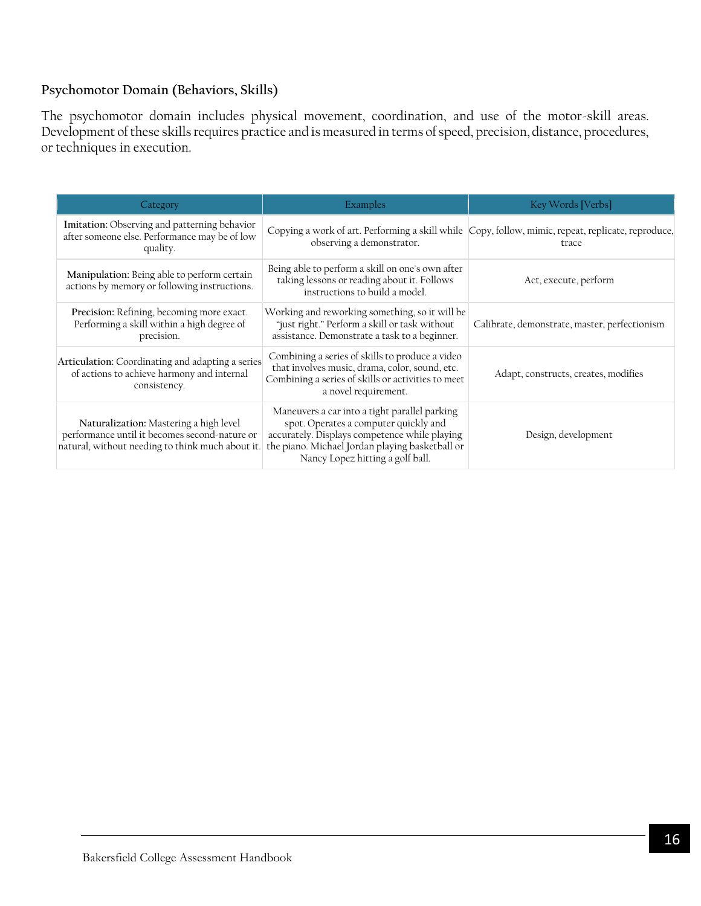### Psychomotor Domain (Behaviors, Skills)

The psychomotor domain includes physical movement, coordination, and use of the motor-skill areas. Development of these skills requires practice and is measured in terms of speed, precision, distance, procedures, or techniques in execution.

| Category | Examples | Key Words [Verbs] |
|---|---|---|
| **Imitation:** Observing and patterning behavior after someone else. Performance may be of low quality. | Copying a work of art. Performing a skill while observing a demonstrator. | Copy, follow, mimic, repeat, replicate, reproduce, trace |
| **Manipulation:** Being able to perform certain actions by memory or following instructions. | Being able to perform a skill on one's own after taking lessons or reading about it. Follows instructions to build a model. | Act, execute, perform |
| **Precision:** Refining, becoming more exact. Performing a skill within a high degree of precision. | Working and reworking something, so it will be "just right." Perform a skill or task without assistance. Demonstrate a task to a beginner. | Calibrate, demonstrate, master, perfectionism |
| **Articulation:** Coordinating and adapting a series of actions to achieve harmony and internal consistency. | Combining a series of skills to produce a video that involves music, drama, color, sound, etc. Combining a series of skills or activities to meet a novel requirement. | Adapt, constructs, creates, modifies |
| **Naturalization:** Mastering a high level performance until it becomes second-nature or natural, without needing to think much about it. | Maneuvers a car into a tight parallel parking spot. Operates a computer quickly and accurately. Displays competence while playing the piano. Michael Jordan playing basketball or Nancy Lopez hitting a golf ball. | Design, development |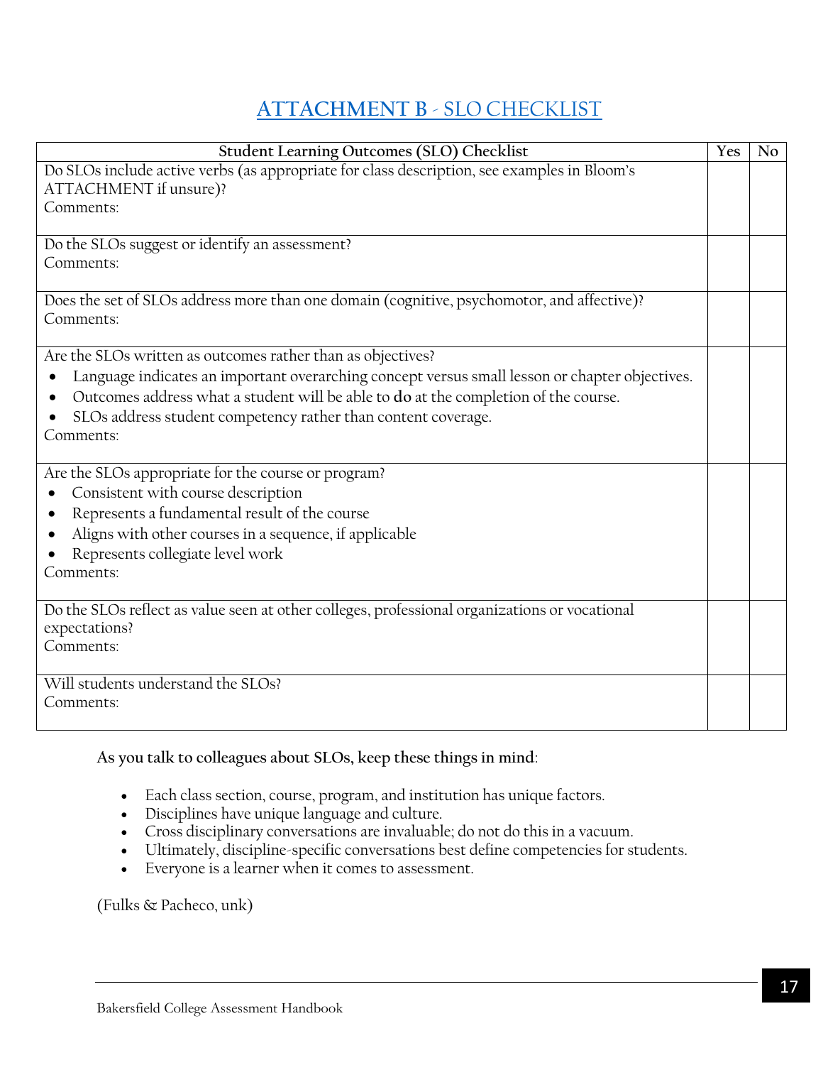# ATTACHMENT B - SLO CHECKLIST

| Student Learning Outcomes (SLO) Checklist | Yes | No |
|---|---|---|
| Do SLOs include active verbs (as appropriate for class description, see examples in Bloom's ATTACHMENT if unsure)?<br>Comments: | | |
| Do the SLOs suggest or identify an assessment?<br>Comments: | | |
| Does the set of SLOs address more than one domain (cognitive, psychomotor, and affective)?<br>Comments: | | |
| Are the SLOs written as outcomes rather than as objectives?<br>• Language indicates an important overarching concept versus small lesson or chapter objectives.<br>• Outcomes address what a student will be able to **do** at the completion of the course.<br>• SLOs address student competency rather than content coverage.<br>Comments: | | |
| Are the SLOs appropriate for the course or program?<br>• Consistent with course description<br>• Represents a fundamental result of the course<br>• Aligns with other courses in a sequence, if applicable<br>• Represents collegiate level work<br>Comments: | | |
| Do the SLOs reflect as value seen at other colleges, professional organizations or vocational expectations?<br>Comments: | | |
| Will students understand the SLOs?<br>Comments: | | |

**As you talk to colleagues about SLOs, keep these things in mind**:

- Each class section, course, program, and institution has unique factors.
- Disciplines have unique language and culture.
- Cross disciplinary conversations are invaluable; do not do this in a vacuum.
- Ultimately, discipline-specific conversations best define competencies for students.
- Everyone is a learner when it comes to assessment.

(Fulks & Pacheco, unk)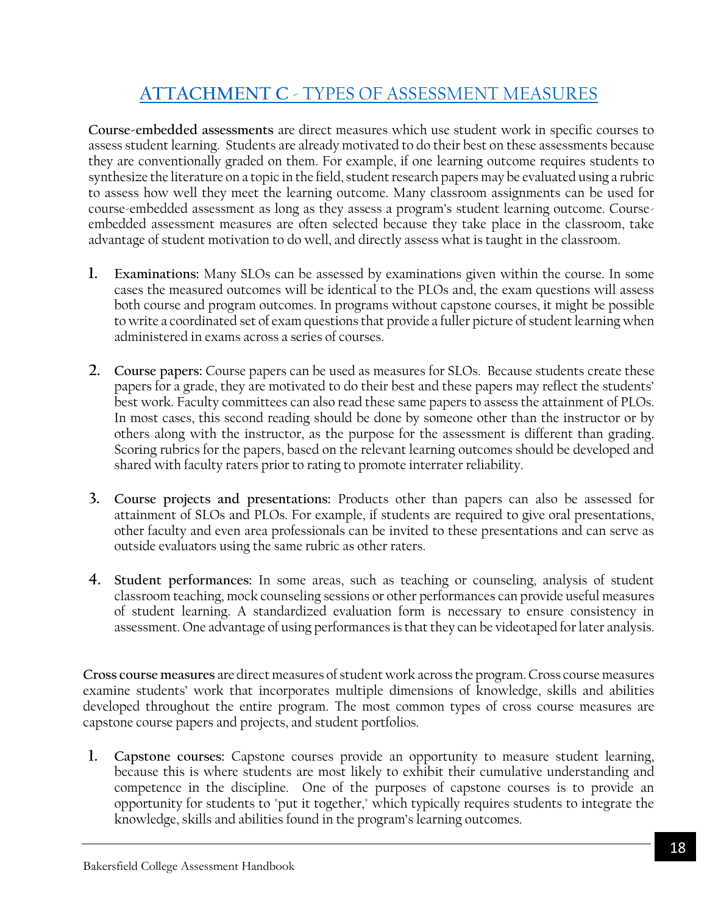# ATTACHMENT C - TYPES OF ASSESSMENT MEASURES

**Course-embedded assessments** are direct measures which use student work in specific courses to assess student learning. Students are already motivated to do their best on these assessments because they are conventionally graded on them. For example, if one learning outcome requires students to synthesize the literature on a topic in the field, student research papers may be evaluated using a rubric to assess how well they meet the learning outcome. Many classroom assignments can be used for course-embedded assessment as long as they assess a program's student learning outcome. Course-embedded assessment measures are often selected because they take place in the classroom, take advantage of student motivation to do well, and directly assess what is taught in the classroom.

1. **Examinations:** Many SLOs can be assessed by examinations given within the course. In some cases the measured outcomes will be identical to the PLOs and, the exam questions will assess both course and program outcomes. In programs without capstone courses, it might be possible to write a coordinated set of exam questions that provide a fuller picture of student learning when administered in exams across a series of courses.

2. **Course papers:** Course papers can be used as measures for SLOs. Because students create these papers for a grade, they are motivated to do their best and these papers may reflect the students' best work. Faculty committees can also read these same papers to assess the attainment of PLOs. In most cases, this second reading should be done by someone other than the instructor or by others along with the instructor, as the purpose for the assessment is different than grading. Scoring rubrics for the papers, based on the relevant learning outcomes should be developed and shared with faculty raters prior to rating to promote interrater reliability.

3. **Course projects and presentations:** Products other than papers can also be assessed for attainment of SLOs and PLOs. For example, if students are required to give oral presentations, other faculty and even area professionals can be invited to these presentations and can serve as outside evaluators using the same rubric as other raters.

4. **Student performances:** In some areas, such as teaching or counseling, analysis of student classroom teaching, mock counseling sessions or other performances can provide useful measures of student learning. A standardized evaluation form is necessary to ensure consistency in assessment. One advantage of using performances is that they can be videotaped for later analysis.

**Cross course measures** are direct measures of student work across the program. Cross course measures examine students' work that incorporates multiple dimensions of knowledge, skills and abilities developed throughout the entire program. The most common types of cross course measures are capstone course papers and projects, and student portfolios.

1. **Capstone courses:** Capstone courses provide an opportunity to measure student learning, because this is where students are most likely to exhibit their cumulative understanding and competence in the discipline. One of the purposes of capstone courses is to provide an opportunity for students to "put it together," which typically requires students to integrate the knowledge, skills and abilities found in the program's learning outcomes.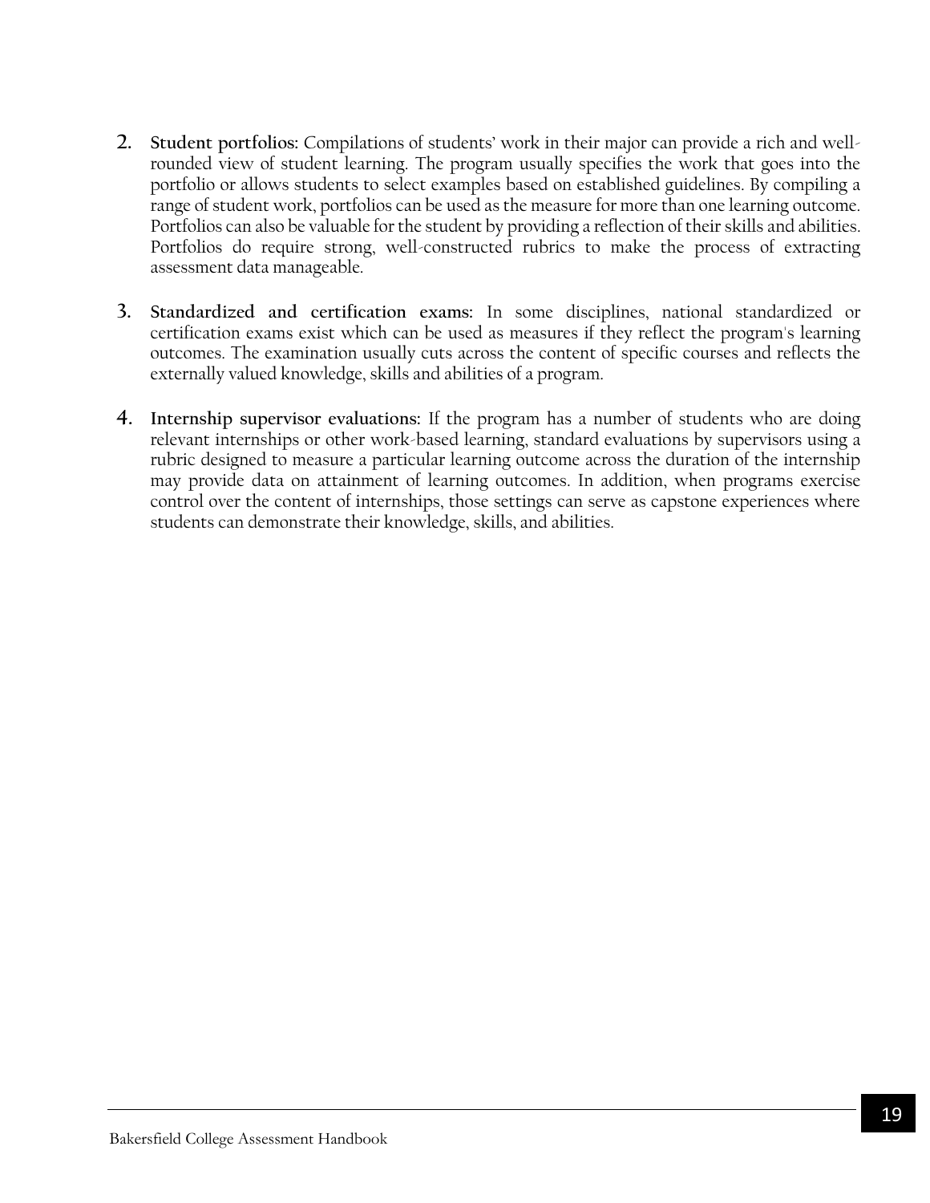2. **Student portfolios:** Compilations of students' work in their major can provide a rich and well-rounded view of student learning. The program usually specifies the work that goes into the portfolio or allows students to select examples based on established guidelines. By compiling a range of student work, portfolios can be used as the measure for more than one learning outcome. Portfolios can also be valuable for the student by providing a reflection of their skills and abilities. Portfolios do require strong, well-constructed rubrics to make the process of extracting assessment data manageable.

3. **Standardized and certification exams:** In some disciplines, national standardized or certification exams exist which can be used as measures if they reflect the program's learning outcomes. The examination usually cuts across the content of specific courses and reflects the externally valued knowledge, skills and abilities of a program.

4. **Internship supervisor evaluations:** If the program has a number of students who are doing relevant internships or other work-based learning, standard evaluations by supervisors using a rubric designed to measure a particular learning outcome across the duration of the internship may provide data on attainment of learning outcomes. In addition, when programs exercise control over the content of internships, those settings can serve as capstone experiences where students can demonstrate their knowledge, skills, and abilities.